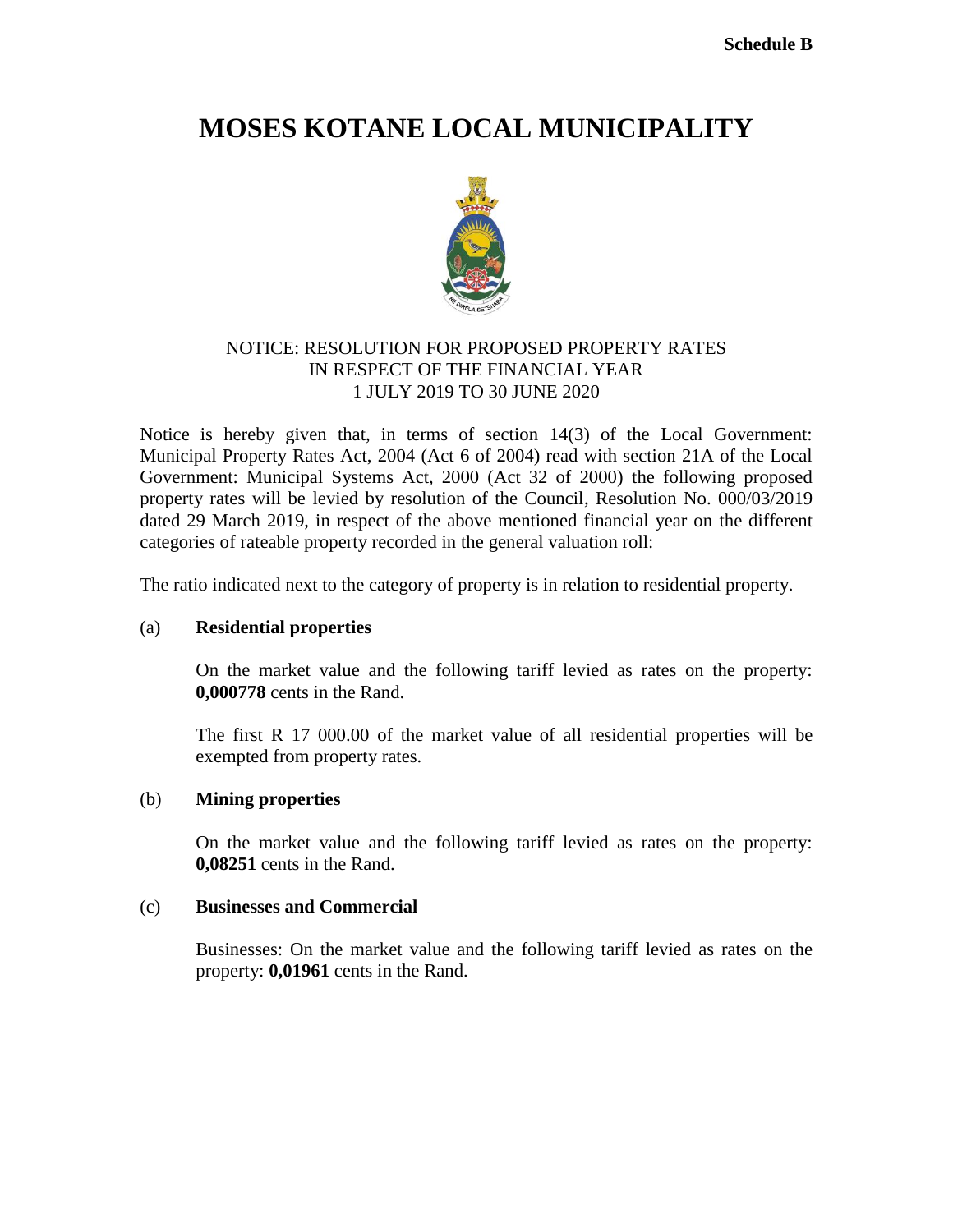**Schedule B**

# MOSES KOTANE LOCAL MUNICIPALITY

NOTICE: RESOLUTION FOR PROPOSED PROPERTY RATES IN RESPECT OF THE FINANCIAL YEAR 1 JULY 2019 TO 30 JUNE 2020

Notice is hereby given that, in terms of section 14(3) of the Local Government: Municipal Property Rates Act, 2004 (Act 6 of 2004) read with section 21A of the Local Government: Municipal Systems Act, 2000 (Act 32 of 2000) the following proposed property rates will be levied by resolution of the Council, Resolution No. 000/03/2019 dated 29 March 2019, in respect of the above mentioned financial year on the different categories of rateable property recorded in the general valuation roll:

The ratio indicated next to the category of property is in relation to residential property.

(a) **Residential properties**

On the market value and the following tariff levied as rates on the property: **0,000778** cents in the Rand.

The first R 17 000.00 of the market value of all residential properties will be exempted from property rates.

(b) **Mining properties**

On the market value and the following tariff levied as rates on the property: **0,08251** cents in the Rand.

(c) **Businesses and Commercial**

Businesses: On the market value and the following tariff levied as rates on the property: **0,01961** cents in the Rand.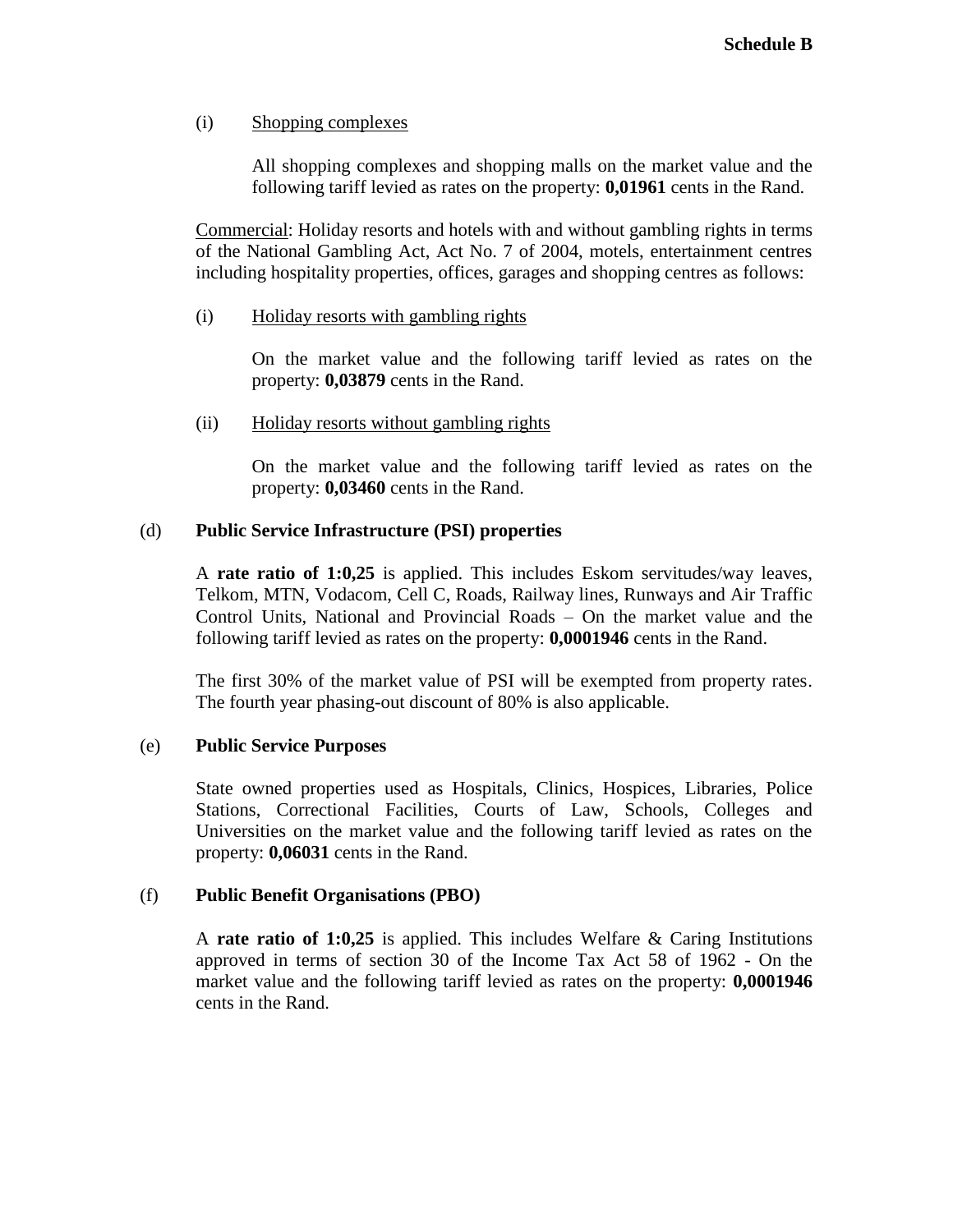(i) Shopping complexes

All shopping complexes and shopping malls on the market value and the following tariff levied as rates on the property: **0,01961** cents in the Rand.

Commercial: Holiday resorts and hotels with and without gambling rights in terms of the National Gambling Act, Act No. 7 of 2004, motels, entertainment centres including hospitality properties, offices, garages and shopping centres as follows:

(i) Holiday resorts with gambling rights

On the market value and the following tariff levied as rates on the property: **0,03879** cents in the Rand.

(ii) Holiday resorts without gambling rights

On the market value and the following tariff levied as rates on the property: **0,03460** cents in the Rand.

(d) **Public Service Infrastructure (PSI) properties**

A **rate ratio of 1:0,25** is applied. This includes Eskom servitudes/way leaves, Telkom, MTN, Vodacom, Cell C, Roads, Railway lines, Runways and Air Traffic Control Units, National and Provincial Roads – On the market value and the following tariff levied as rates on the property: **0,0001946** cents in the Rand.

The first 30% of the market value of PSI will be exempted from property rates. The fourth year phasing-out discount of 80% is also applicable.

(e) **Public Service Purposes**

State owned properties used as Hospitals, Clinics, Hospices, Libraries, Police Stations, Correctional Facilities, Courts of Law, Schools, Colleges and Universities on the market value and the following tariff levied as rates on the property: **0,06031** cents in the Rand.

(f) **Public Benefit Organisations (PBO)**

A **rate ratio of 1:0,25** is applied. This includes Welfare & Caring Institutions approved in terms of section 30 of the Income Tax Act 58 of 1962 - On the market value and the following tariff levied as rates on the property: **0,0001946** cents in the Rand.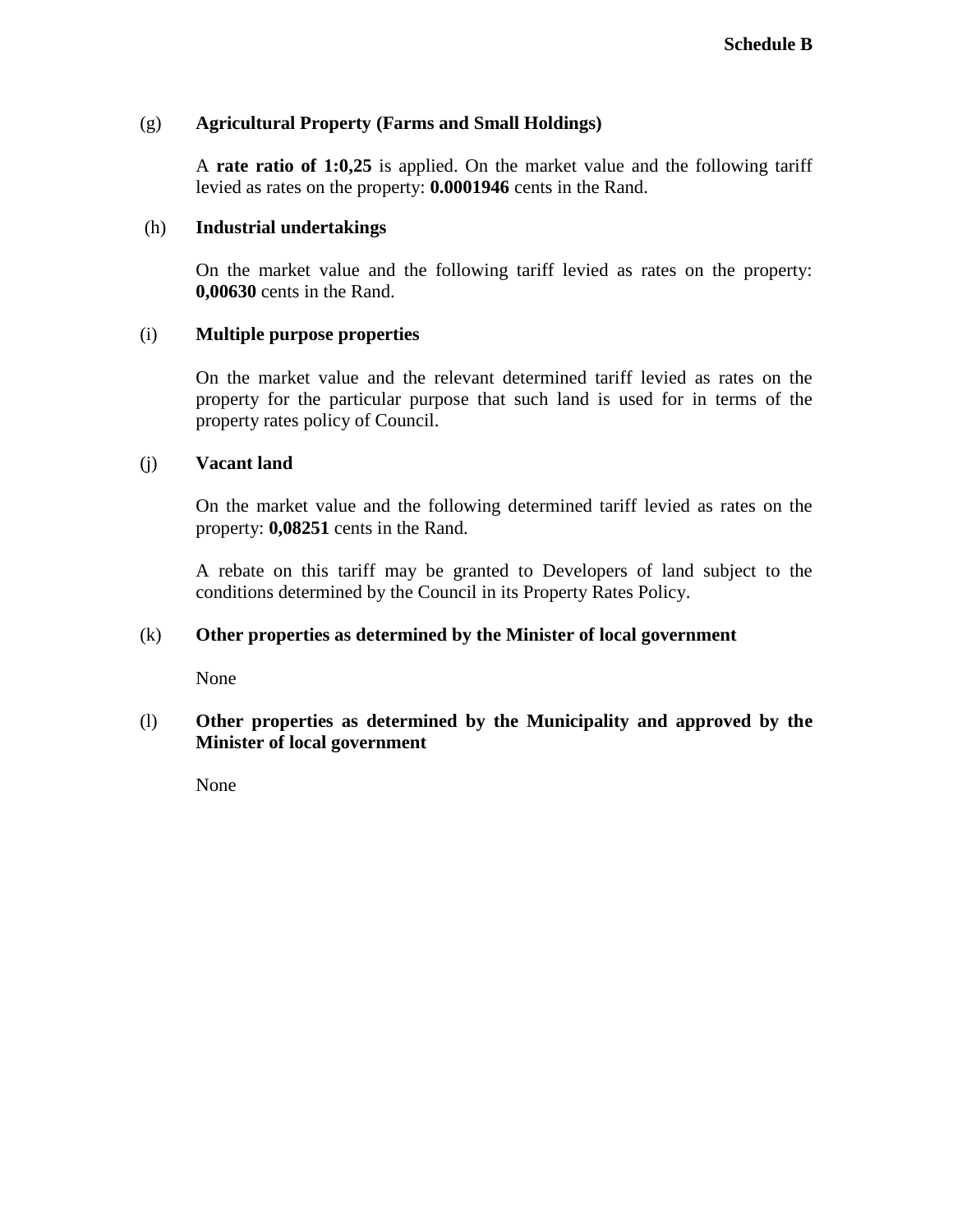(g) **Agricultural Property (Farms and Small Holdings)**

A **rate ratio of 1:0,25** is applied. On the market value and the following tariff levied as rates on the property: **0.0001946** cents in the Rand.

(h) **Industrial undertakings**

On the market value and the following tariff levied as rates on the property: **0,00630** cents in the Rand.

(i) **Multiple purpose properties**

On the market value and the relevant determined tariff levied as rates on the property for the particular purpose that such land is used for in terms of the property rates policy of Council.

(j) **Vacant land**

On the market value and the following determined tariff levied as rates on the property: **0,08251** cents in the Rand.

A rebate on this tariff may be granted to Developers of land subject to the conditions determined by the Council in its Property Rates Policy.

(k) **Other properties as determined by the Minister of local government**

None

(l) **Other properties as determined by the Municipality and approved by the Minister of local government**

None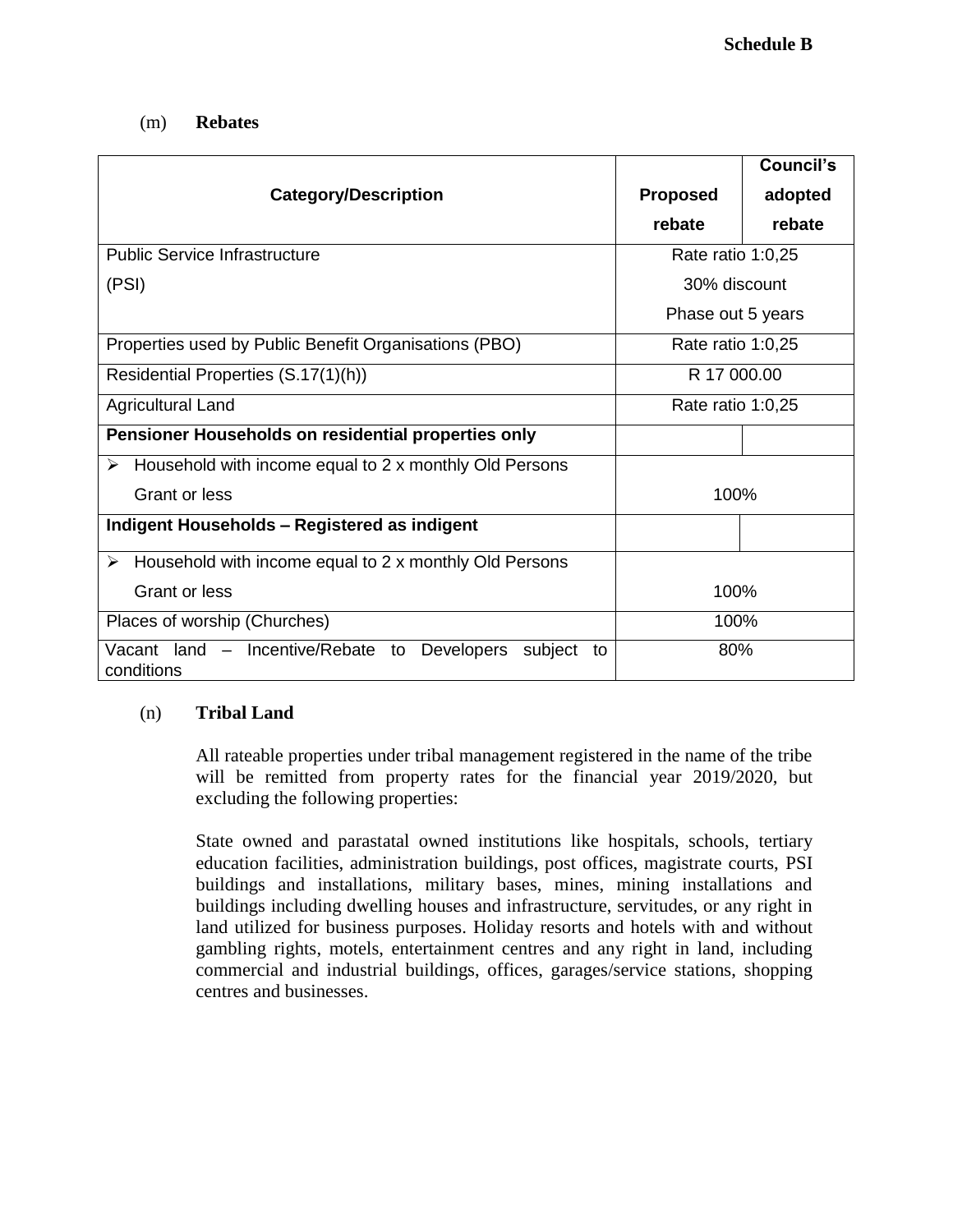**Schedule B**

(m) **Rebates**

| **Category/Description** | **Proposed rebate** | **Council's adopted rebate** |
|---|---|---|
| Public Service Infrastructure (PSI) | Rate ratio 1:0,25<br>30% discount<br>Phase out 5 years | |
| Properties used by Public Benefit Organisations (PBO) | Rate ratio 1:0,25 | |
| Residential Properties (S.17(1)(h)) | R 17 000.00 | |
| Agricultural Land | Rate ratio 1:0,25 | |
| **Pensioner Households on residential properties only** | | |
| ➢ Household with income equal to 2 x monthly Old Persons Grant or less | 100% | |
| **Indigent Households – Registered as indigent** | | |
| ➢ Household with income equal to 2 x monthly Old Persons Grant or less | 100% | |
| Places of worship (Churches) | 100% | |
| Vacant land – Incentive/Rebate to Developers subject to conditions | 80% | |

(n) **Tribal Land**

All rateable properties under tribal management registered in the name of the tribe will be remitted from property rates for the financial year 2019/2020, but excluding the following properties:

State owned and parastatal owned institutions like hospitals, schools, tertiary education facilities, administration buildings, post offices, magistrate courts, PSI buildings and installations, military bases, mines, mining installations and buildings including dwelling houses and infrastructure, servitudes, or any right in land utilized for business purposes. Holiday resorts and hotels with and without gambling rights, motels, entertainment centres and any right in land, including commercial and industrial buildings, offices, garages/service stations, shopping centres and businesses.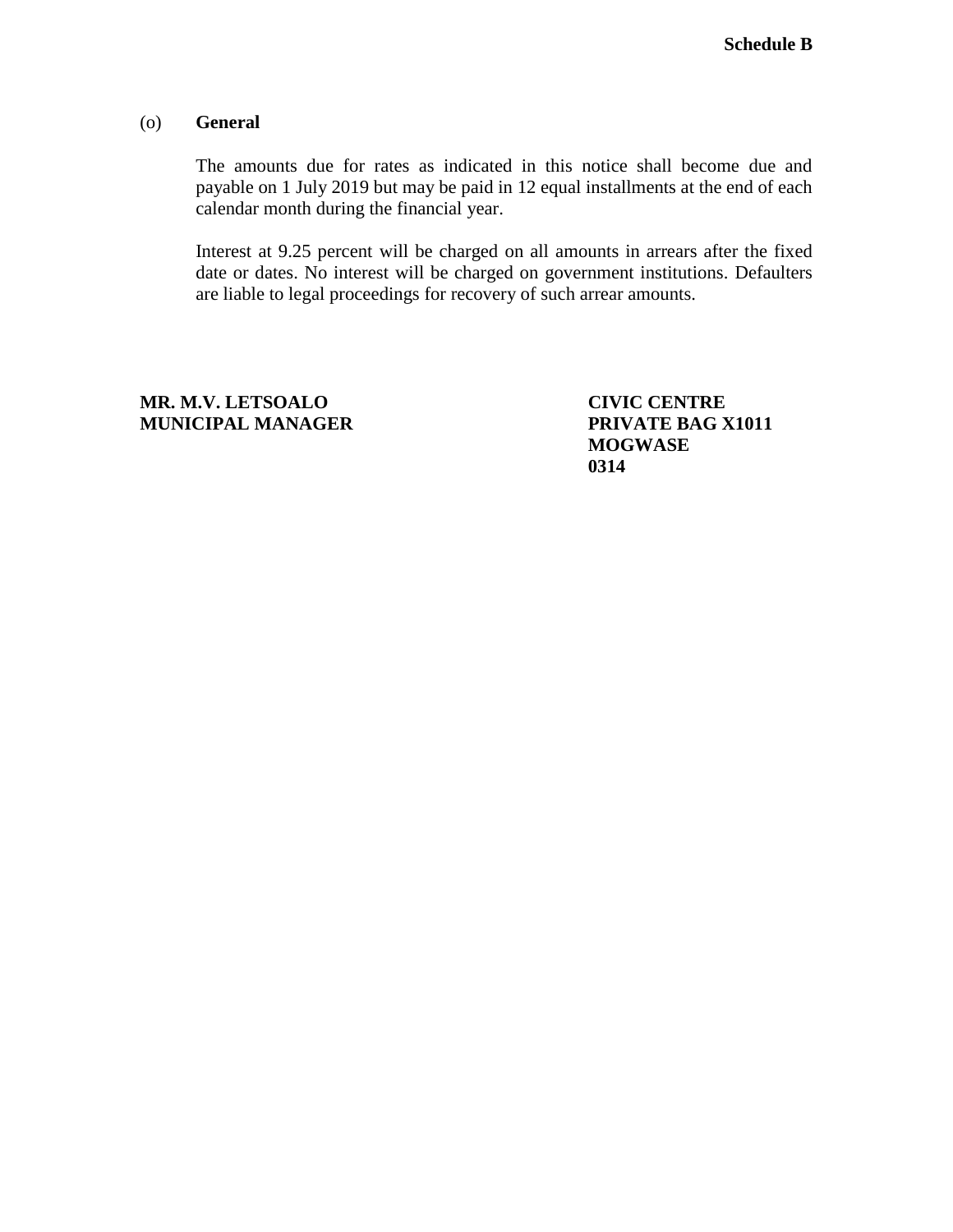**Schedule B**

(o) **General**

The amounts due for rates as indicated in this notice shall become due and payable on 1 July 2019 but may be paid in 12 equal installments at the end of each calendar month during the financial year.

Interest at 9.25 percent will be charged on all amounts in arrears after the fixed date or dates. No interest will be charged on government institutions. Defaulters are liable to legal proceedings for recovery of such arrear amounts.

**MR. M.V. LETSOALO**
**MUNICIPAL MANAGER**

**CIVIC CENTRE**
**PRIVATE BAG X1011**
**MOGWASE**
**0314**